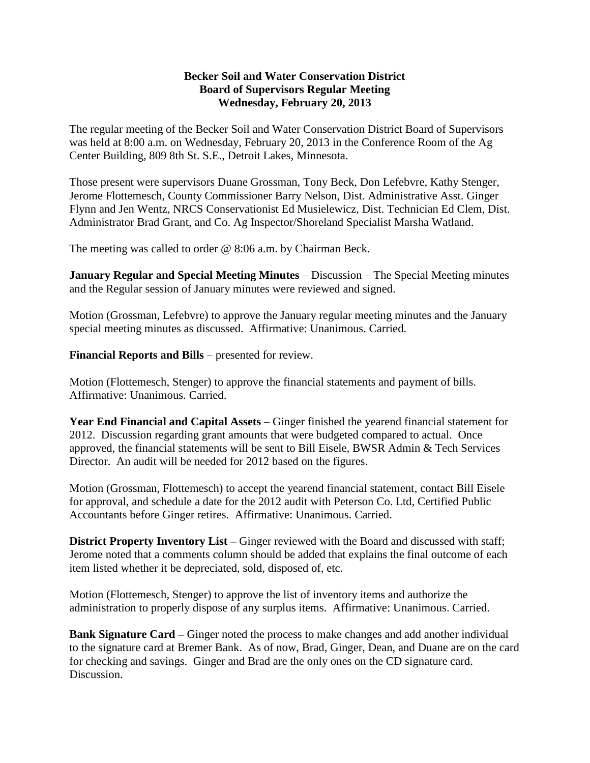**Becker Soil and Water Conservation District**
**Board of Supervisors Regular Meeting**
**Wednesday, February 20, 2013**

The regular meeting of the Becker Soil and Water Conservation District Board of Supervisors was held at 8:00 a.m. on Wednesday, February 20, 2013 in the Conference Room of the Ag Center Building, 809 8th St. S.E., Detroit Lakes, Minnesota.

Those present were supervisors Duane Grossman, Tony Beck, Don Lefebvre, Kathy Stenger, Jerome Flottemesch, County Commissioner Barry Nelson, Dist. Administrative Asst. Ginger Flynn and Jen Wentz, NRCS Conservationist Ed Musielewicz, Dist. Technician Ed Clem, Dist. Administrator Brad Grant, and Co. Ag Inspector/Shoreland Specialist Marsha Watland.

The meeting was called to order @ 8:06 a.m. by Chairman Beck.

**January Regular and Special Meeting Minutes** – Discussion – The Special Meeting minutes and the Regular session of January minutes were reviewed and signed.

Motion (Grossman, Lefebvre) to approve the January regular meeting minutes and the January special meeting minutes as discussed. Affirmative: Unanimous. Carried.

**Financial Reports and Bills** – presented for review.

Motion (Flottemesch, Stenger) to approve the financial statements and payment of bills. Affirmative: Unanimous. Carried.

**Year End Financial and Capital Assets** – Ginger finished the yearend financial statement for 2012. Discussion regarding grant amounts that were budgeted compared to actual. Once approved, the financial statements will be sent to Bill Eisele, BWSR Admin & Tech Services Director. An audit will be needed for 2012 based on the figures.

Motion (Grossman, Flottemesch) to accept the yearend financial statement, contact Bill Eisele for approval, and schedule a date for the 2012 audit with Peterson Co. Ltd, Certified Public Accountants before Ginger retires. Affirmative: Unanimous. Carried.

**District Property Inventory List –** Ginger reviewed with the Board and discussed with staff; Jerome noted that a comments column should be added that explains the final outcome of each item listed whether it be depreciated, sold, disposed of, etc.

Motion (Flottemesch, Stenger) to approve the list of inventory items and authorize the administration to properly dispose of any surplus items. Affirmative: Unanimous. Carried.

**Bank Signature Card –** Ginger noted the process to make changes and add another individual to the signature card at Bremer Bank. As of now, Brad, Ginger, Dean, and Duane are on the card for checking and savings. Ginger and Brad are the only ones on the CD signature card. Discussion.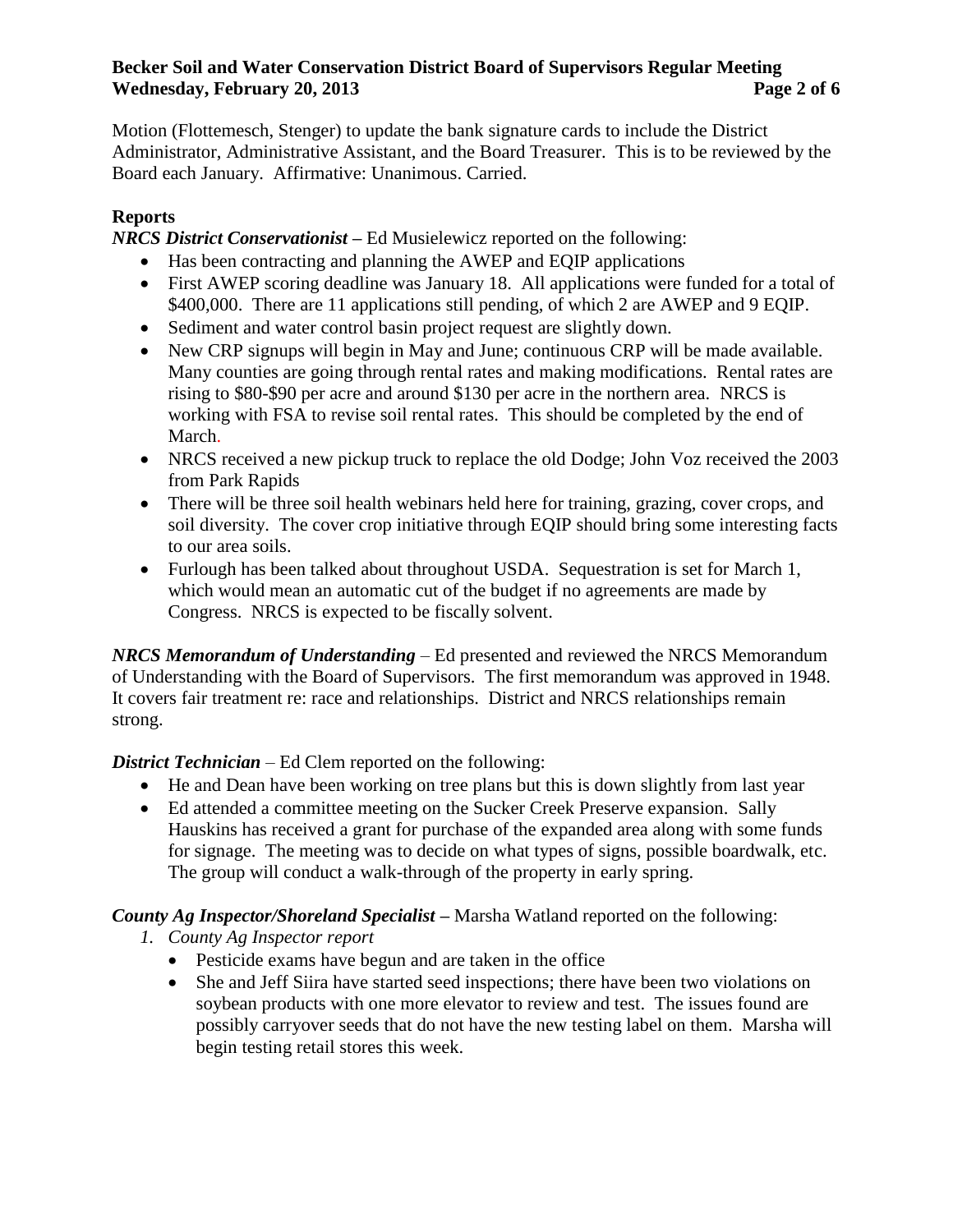Motion (Flottemesch, Stenger) to update the bank signature cards to include the District Administrator, Administrative Assistant, and the Board Treasurer. This is to be reviewed by the Board each January. Affirmative: Unanimous. Carried.

## Reports

***NRCS District Conservationist*** – Ed Musielewicz reported on the following:

- Has been contracting and planning the AWEP and EQIP applications
- First AWEP scoring deadline was January 18. All applications were funded for a total of $400,000. There are 11 applications still pending, of which 2 are AWEP and 9 EQIP.
- Sediment and water control basin project request are slightly down.
- New CRP signups will begin in May and June; continuous CRP will be made available. Many counties are going through rental rates and making modifications. Rental rates are rising to $80-$90 per acre and around $130 per acre in the northern area. NRCS is working with FSA to revise soil rental rates. This should be completed by the end of March.
- NRCS received a new pickup truck to replace the old Dodge; John Voz received the 2003 from Park Rapids
- There will be three soil health webinars held here for training, grazing, cover crops, and soil diversity. The cover crop initiative through EQIP should bring some interesting facts to our area soils.
- Furlough has been talked about throughout USDA. Sequestration is set for March 1, which would mean an automatic cut of the budget if no agreements are made by Congress. NRCS is expected to be fiscally solvent.

***NRCS Memorandum of Understanding*** – Ed presented and reviewed the NRCS Memorandum of Understanding with the Board of Supervisors. The first memorandum was approved in 1948. It covers fair treatment re: race and relationships. District and NRCS relationships remain strong.

***District Technician*** – Ed Clem reported on the following:

- He and Dean have been working on tree plans but this is down slightly from last year
- Ed attended a committee meeting on the Sucker Creek Preserve expansion. Sally Hauskins has received a grant for purchase of the expanded area along with some funds for signage. The meeting was to decide on what types of signs, possible boardwalk, etc. The group will conduct a walk-through of the property in early spring.

***County Ag Inspector/Shoreland Specialist*** – Marsha Watland reported on the following:

1. *County Ag Inspector report*
   - Pesticide exams have begun and are taken in the office
   - She and Jeff Siira have started seed inspections; there have been two violations on soybean products with one more elevator to review and test. The issues found are possibly carryover seeds that do not have the new testing label on them. Marsha will begin testing retail stores this week.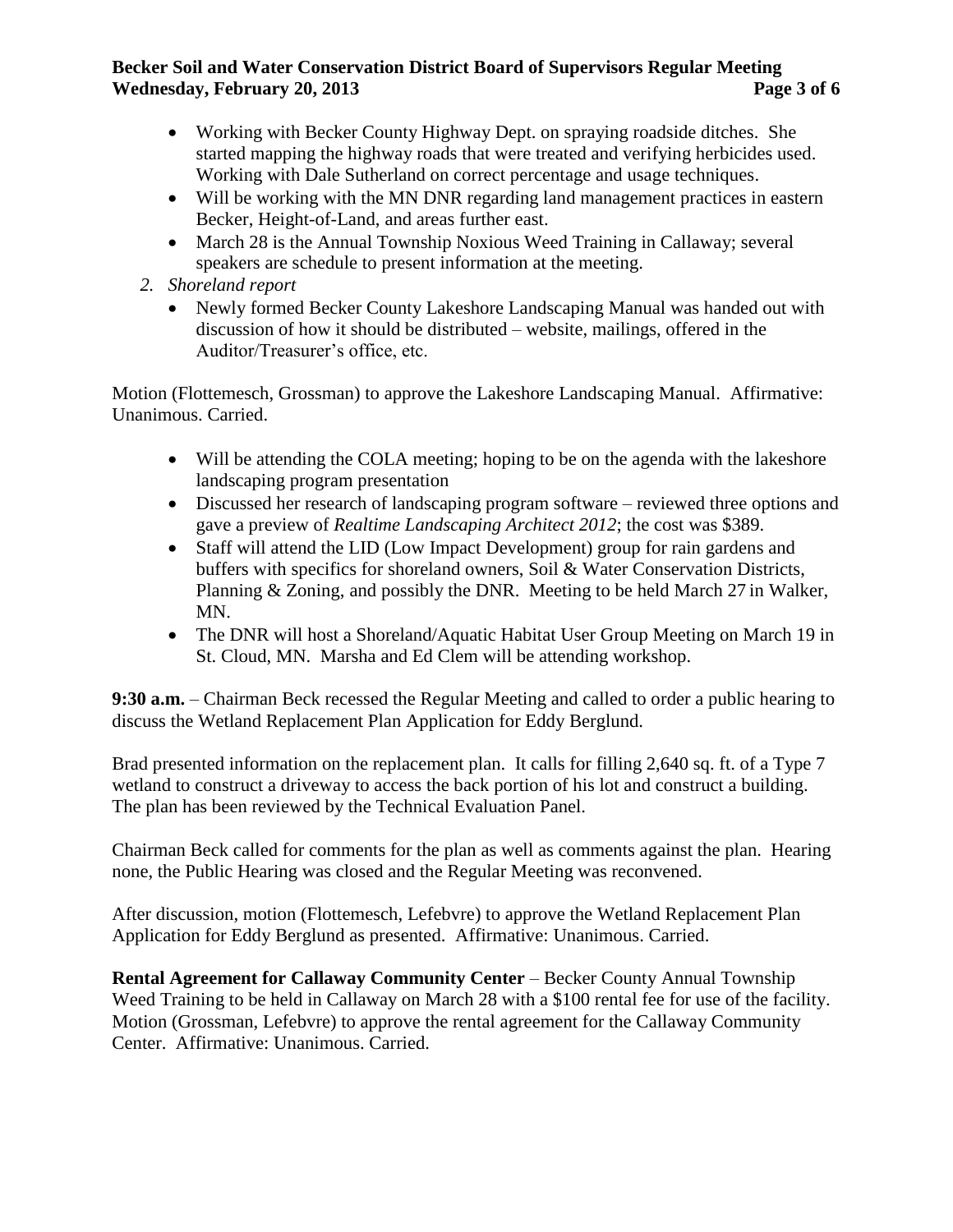- Working with Becker County Highway Dept. on spraying roadside ditches. She started mapping the highway roads that were treated and verifying herbicides used. Working with Dale Sutherland on correct percentage and usage techniques.
- Will be working with the MN DNR regarding land management practices in eastern Becker, Height-of-Land, and areas further east.
- March 28 is the Annual Township Noxious Weed Training in Callaway; several speakers are schedule to present information at the meeting.

2. *Shoreland report*
    - Newly formed Becker County Lakeshore Landscaping Manual was handed out with discussion of how it should be distributed – website, mailings, offered in the Auditor/Treasurer's office, etc.

Motion (Flottemesch, Grossman) to approve the Lakeshore Landscaping Manual. Affirmative: Unanimous. Carried.

- Will be attending the COLA meeting; hoping to be on the agenda with the lakeshore landscaping program presentation
- Discussed her research of landscaping program software – reviewed three options and gave a preview of *Realtime Landscaping Architect 2012*; the cost was $389.
- Staff will attend the LID (Low Impact Development) group for rain gardens and buffers with specifics for shoreland owners, Soil & Water Conservation Districts, Planning & Zoning, and possibly the DNR. Meeting to be held March 27 in Walker, MN.
- The DNR will host a Shoreland/Aquatic Habitat User Group Meeting on March 19 in St. Cloud, MN. Marsha and Ed Clem will be attending workshop.

**9:30 a.m.** – Chairman Beck recessed the Regular Meeting and called to order a public hearing to discuss the Wetland Replacement Plan Application for Eddy Berglund.

Brad presented information on the replacement plan. It calls for filling 2,640 sq. ft. of a Type 7 wetland to construct a driveway to access the back portion of his lot and construct a building. The plan has been reviewed by the Technical Evaluation Panel.

Chairman Beck called for comments for the plan as well as comments against the plan. Hearing none, the Public Hearing was closed and the Regular Meeting was reconvened.

After discussion, motion (Flottemesch, Lefebvre) to approve the Wetland Replacement Plan Application for Eddy Berglund as presented. Affirmative: Unanimous. Carried.

**Rental Agreement for Callaway Community Center** – Becker County Annual Township Weed Training to be held in Callaway on March 28 with a $100 rental fee for use of the facility. Motion (Grossman, Lefebvre) to approve the rental agreement for the Callaway Community Center. Affirmative: Unanimous. Carried.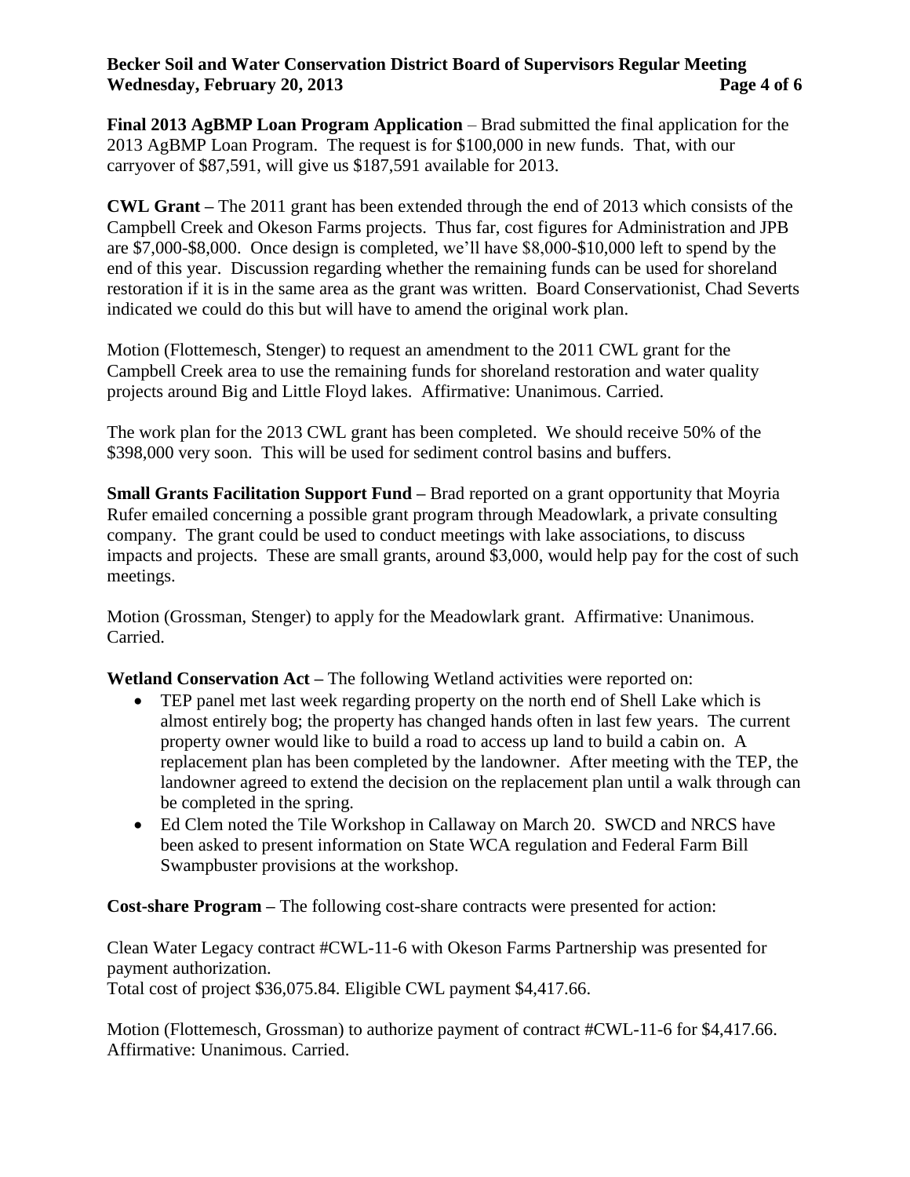**Final 2013 AgBMP Loan Program Application** – Brad submitted the final application for the 2013 AgBMP Loan Program. The request is for $100,000 in new funds. That, with our carryover of $87,591, will give us $187,591 available for 2013.

**CWL Grant –** The 2011 grant has been extended through the end of 2013 which consists of the Campbell Creek and Okeson Farms projects. Thus far, cost figures for Administration and JPB are $7,000-$8,000. Once design is completed, we'll have $8,000-$10,000 left to spend by the end of this year. Discussion regarding whether the remaining funds can be used for shoreland restoration if it is in the same area as the grant was written. Board Conservationist, Chad Severts indicated we could do this but will have to amend the original work plan.

Motion (Flottemesch, Stenger) to request an amendment to the 2011 CWL grant for the Campbell Creek area to use the remaining funds for shoreland restoration and water quality projects around Big and Little Floyd lakes. Affirmative: Unanimous. Carried.

The work plan for the 2013 CWL grant has been completed. We should receive 50% of the $398,000 very soon. This will be used for sediment control basins and buffers.

**Small Grants Facilitation Support Fund –** Brad reported on a grant opportunity that Moyria Rufer emailed concerning a possible grant program through Meadowlark, a private consulting company. The grant could be used to conduct meetings with lake associations, to discuss impacts and projects. These are small grants, around $3,000, would help pay for the cost of such meetings.

Motion (Grossman, Stenger) to apply for the Meadowlark grant. Affirmative: Unanimous. Carried.

**Wetland Conservation Act –** The following Wetland activities were reported on:

- TEP panel met last week regarding property on the north end of Shell Lake which is almost entirely bog; the property has changed hands often in last few years. The current property owner would like to build a road to access up land to build a cabin on. A replacement plan has been completed by the landowner. After meeting with the TEP, the landowner agreed to extend the decision on the replacement plan until a walk through can be completed in the spring.
- Ed Clem noted the Tile Workshop in Callaway on March 20. SWCD and NRCS have been asked to present information on State WCA regulation and Federal Farm Bill Swampbuster provisions at the workshop.

**Cost-share Program –** The following cost-share contracts were presented for action:

Clean Water Legacy contract #CWL-11-6 with Okeson Farms Partnership was presented for payment authorization.
Total cost of project $36,075.84. Eligible CWL payment $4,417.66.

Motion (Flottemesch, Grossman) to authorize payment of contract #CWL-11-6 for $4,417.66. Affirmative: Unanimous. Carried.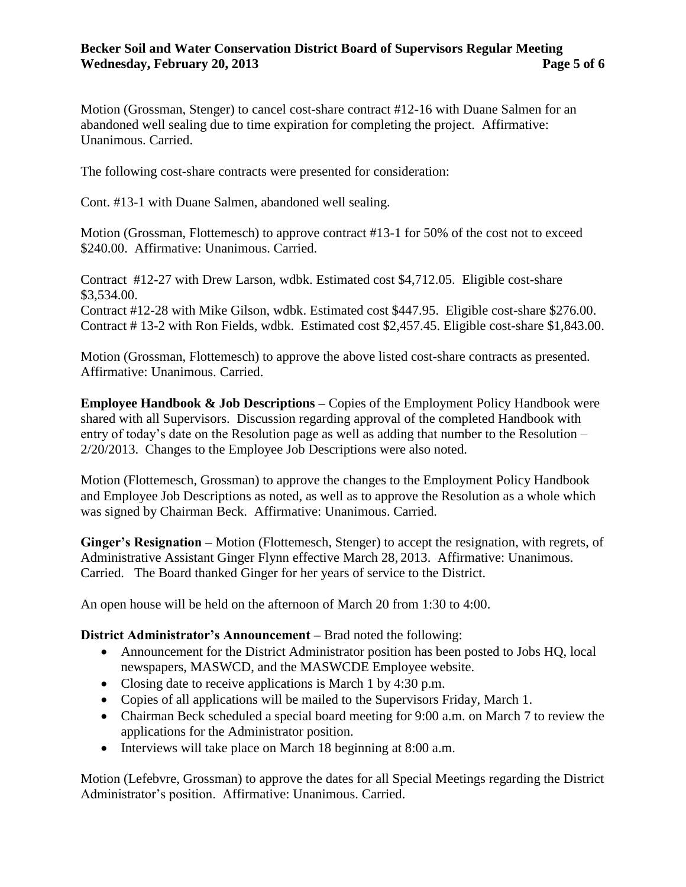Motion (Grossman, Stenger) to cancel cost-share contract #12-16 with Duane Salmen for an abandoned well sealing due to time expiration for completing the project. Affirmative: Unanimous. Carried.

The following cost-share contracts were presented for consideration:

Cont. #13-1 with Duane Salmen, abandoned well sealing.

Motion (Grossman, Flottemesch) to approve contract #13-1 for 50% of the cost not to exceed $240.00. Affirmative: Unanimous. Carried.

Contract #12-27 with Drew Larson, wdbk. Estimated cost $4,712.05. Eligible cost-share $3,534.00.
Contract #12-28 with Mike Gilson, wdbk. Estimated cost $447.95. Eligible cost-share $276.00.
Contract # 13-2 with Ron Fields, wdbk. Estimated cost $2,457.45. Eligible cost-share $1,843.00.

Motion (Grossman, Flottemesch) to approve the above listed cost-share contracts as presented. Affirmative: Unanimous. Carried.

**Employee Handbook & Job Descriptions –** Copies of the Employment Policy Handbook were shared with all Supervisors. Discussion regarding approval of the completed Handbook with entry of today's date on the Resolution page as well as adding that number to the Resolution – 2/20/2013. Changes to the Employee Job Descriptions were also noted.

Motion (Flottemesch, Grossman) to approve the changes to the Employment Policy Handbook and Employee Job Descriptions as noted, as well as to approve the Resolution as a whole which was signed by Chairman Beck. Affirmative: Unanimous. Carried.

**Ginger's Resignation –** Motion (Flottemesch, Stenger) to accept the resignation, with regrets, of Administrative Assistant Ginger Flynn effective March 28, 2013. Affirmative: Unanimous. Carried. The Board thanked Ginger for her years of service to the District.

An open house will be held on the afternoon of March 20 from 1:30 to 4:00.

**District Administrator's Announcement –** Brad noted the following:

- Announcement for the District Administrator position has been posted to Jobs HQ, local newspapers, MASWCD, and the MASWCDE Employee website.
- Closing date to receive applications is March 1 by 4:30 p.m.
- Copies of all applications will be mailed to the Supervisors Friday, March 1.
- Chairman Beck scheduled a special board meeting for 9:00 a.m. on March 7 to review the applications for the Administrator position.
- Interviews will take place on March 18 beginning at 8:00 a.m.

Motion (Lefebvre, Grossman) to approve the dates for all Special Meetings regarding the District Administrator's position. Affirmative: Unanimous. Carried.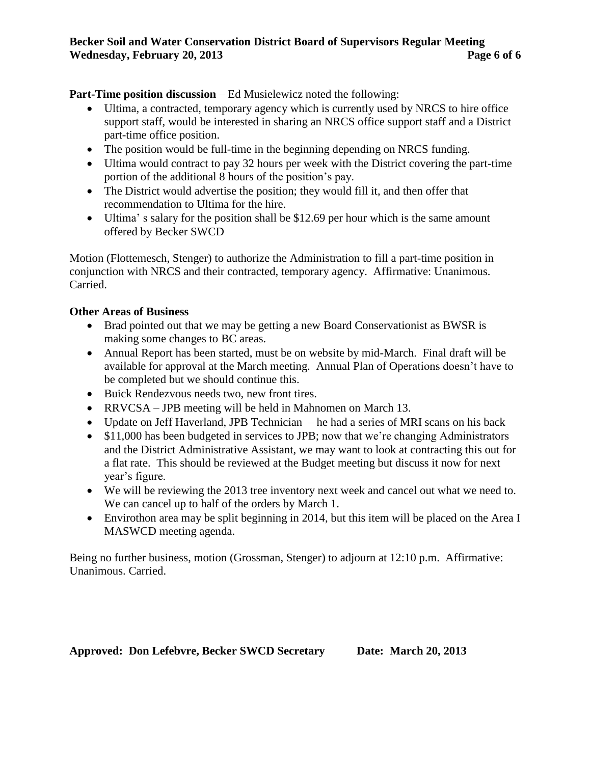**Part-Time position discussion** – Ed Musielewicz noted the following:

- Ultima, a contracted, temporary agency which is currently used by NRCS to hire office support staff, would be interested in sharing an NRCS office support staff and a District part-time office position.
- The position would be full-time in the beginning depending on NRCS funding.
- Ultima would contract to pay 32 hours per week with the District covering the part-time portion of the additional 8 hours of the position's pay.
- The District would advertise the position; they would fill it, and then offer that recommendation to Ultima for the hire.
- Ultima' s salary for the position shall be $12.69 per hour which is the same amount offered by Becker SWCD

Motion (Flottemesch, Stenger) to authorize the Administration to fill a part-time position in conjunction with NRCS and their contracted, temporary agency. Affirmative: Unanimous. Carried.

**Other Areas of Business**

- Brad pointed out that we may be getting a new Board Conservationist as BWSR is making some changes to BC areas.
- Annual Report has been started, must be on website by mid-March. Final draft will be available for approval at the March meeting. Annual Plan of Operations doesn't have to be completed but we should continue this.
- Buick Rendezvous needs two, new front tires.
- RRVCSA – JPB meeting will be held in Mahnomen on March 13.
- Update on Jeff Haverland, JPB Technician – he had a series of MRI scans on his back
- $11,000 has been budgeted in services to JPB; now that we're changing Administrators and the District Administrative Assistant, we may want to look at contracting this out for a flat rate. This should be reviewed at the Budget meeting but discuss it now for next year's figure.
- We will be reviewing the 2013 tree inventory next week and cancel out what we need to. We can cancel up to half of the orders by March 1.
- Envirothon area may be split beginning in 2014, but this item will be placed on the Area I MASWCD meeting agenda.

Being no further business, motion (Grossman, Stenger) to adjourn at 12:10 p.m. Affirmative: Unanimous. Carried.

**Approved: Don Lefebvre, Becker SWCD Secretary Date: March 20, 2013**